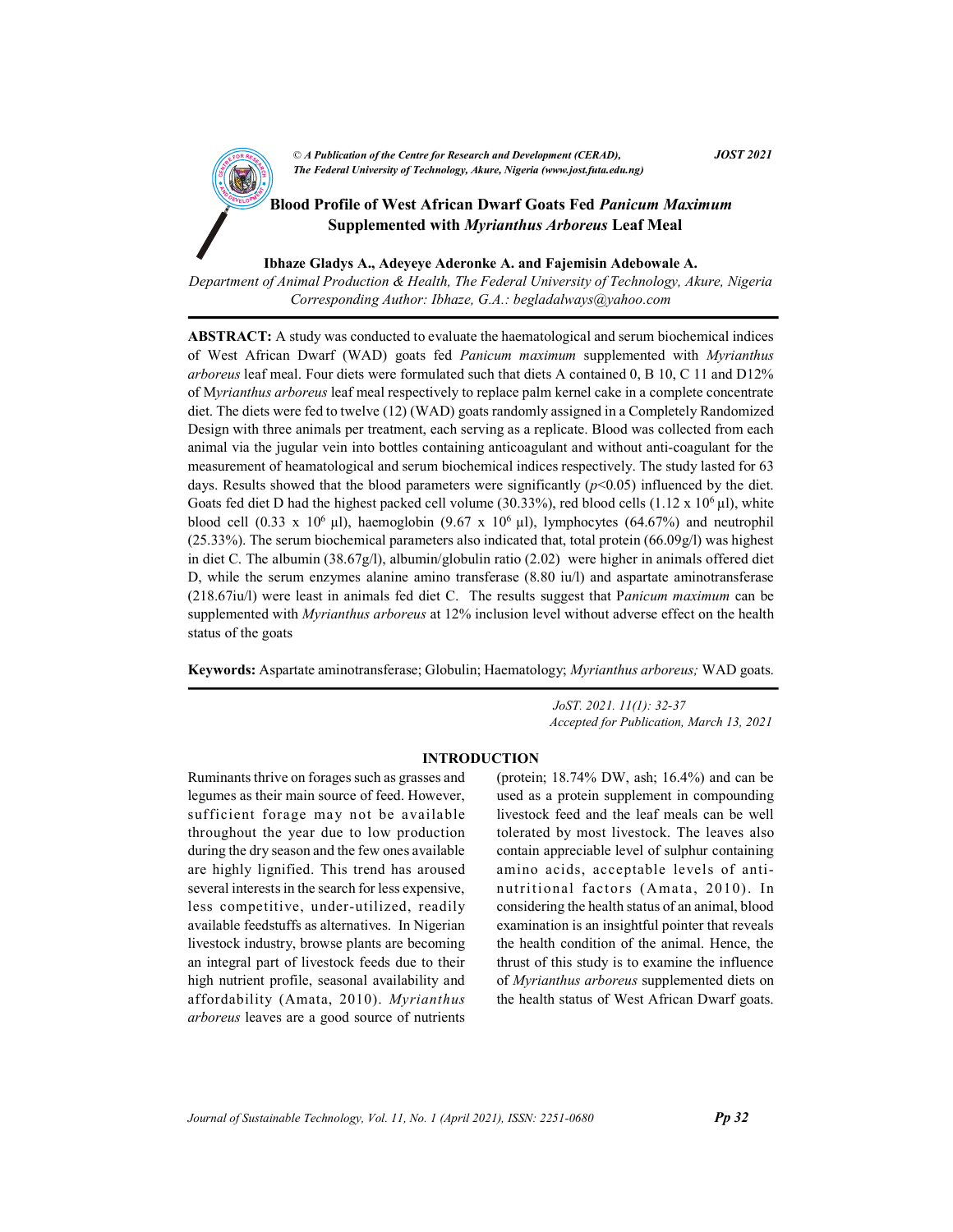# Blood Profile of West African Dwarf Goats Fed *Panicum Maximum* Supplemented with *Myrianthus Arboreus* Leaf Meal

**Ibhaze Gladys A., Adeyeye Aderonke A. and Fajemisin Adebowale A.**

*Department of Animal Production & Health, The Federal University of Technology, Akure, Nigeria*
*Corresponding Author: Ibhaze, G.A.: begladalways@yahoo.com*

**ABSTRACT:** A study was conducted to evaluate the haematological and serum biochemical indices of West African Dwarf (WAD) goats fed *Panicum maximum* supplemented with *Myrianthus arboreus* leaf meal. Four diets were formulated such that diets A contained 0, B 10, C 11 and D12% of M*yrianthus arboreus* leaf meal respectively to replace palm kernel cake in a complete concentrate diet. The diets were fed to twelve (12) (WAD) goats randomly assigned in a Completely Randomized Design with three animals per treatment, each serving as a replicate. Blood was collected from each animal via the jugular vein into bottles containing anticoagulant and without anti-coagulant for the measurement of heamatological and serum biochemical indices respectively. The study lasted for 63 days. Results showed that the blood parameters were significantly ($p<0.05$) influenced by the diet. Goats fed diet D had the highest packed cell volume (30.33%), red blood cells ($1.12 \times 10^6$ µl), white blood cell ($0.33 \times 10^6$ µl), haemoglobin ($9.67 \times 10^6$ µl), lymphocytes (64.67%) and neutrophil (25.33%). The serum biochemical parameters also indicated that, total protein (66.09g/l) was highest in diet C. The albumin (38.67g/l), albumin/globulin ratio (2.02) were higher in animals offered diet D, while the serum enzymes alanine amino transferase (8.80 iu/l) and aspartate aminotransferase (218.67iu/l) were least in animals fed diet C. The results suggest that P*anicum maximum* can be supplemented with *Myrianthus arboreus* at 12% inclusion level without adverse effect on the health status of the goats

**Keywords:** Aspartate aminotransferase; Globulin; Haematology; *Myrianthus arboreus;* WAD goats.

*JoST. 2021. 11(1): 32-37*
*Accepted for Publication, March 13, 2021*

## INTRODUCTION

Ruminants thrive on forages such as grasses and legumes as their main source of feed. However, sufficient forage may not be available throughout the year due to low production during the dry season and the few ones available are highly lignified. This trend has aroused several interests in the search for less expensive, less competitive, under-utilized, readily available feedstuffs as alternatives. In Nigerian livestock industry, browse plants are becoming an integral part of livestock feeds due to their high nutrient profile, seasonal availability and affordability (Amata, 2010). *Myrianthus arboreus* leaves are a good source of nutrients (protein; 18.74% DW, ash; 16.4%) and can be used as a protein supplement in compounding livestock feed and the leaf meals can be well tolerated by most livestock. The leaves also contain appreciable level of sulphur containing amino acids, acceptable levels of anti-nutritional factors (Amata, 2010). In considering the health status of an animal, blood examination is an insightful pointer that reveals the health condition of the animal. Hence, the thrust of this study is to examine the influence of *Myrianthus arboreus* supplemented diets on the health status of West African Dwarf goats.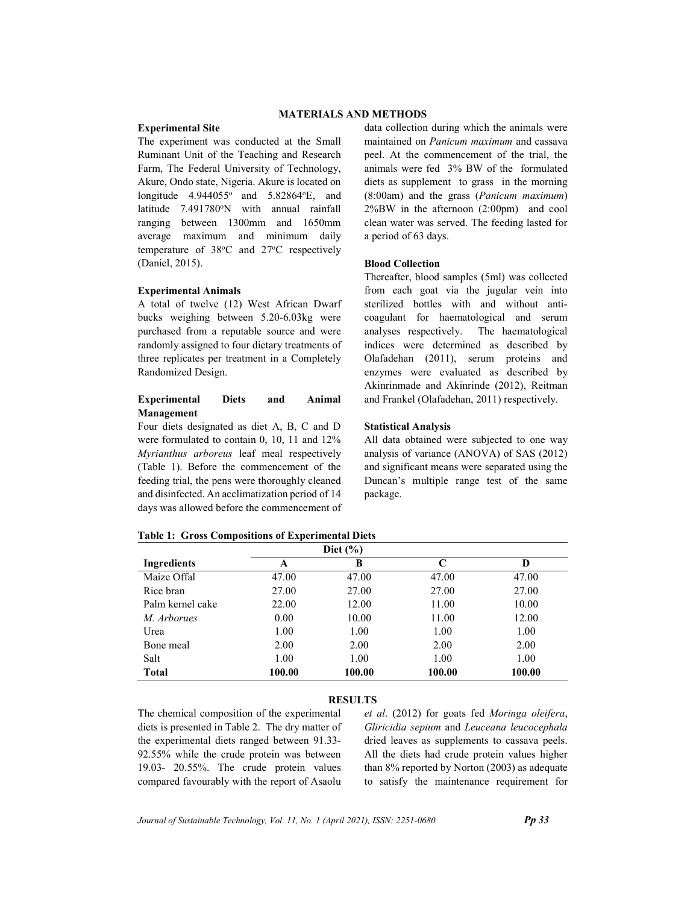## MATERIALS AND METHODS

### Experimental Site

The experiment was conducted at the Small Ruminant Unit of the Teaching and Research Farm, The Federal University of Technology, Akure, Ondo state, Nigeria. Akure is located on longitude 4.944055° and 5.82864°E, and latitude 7.491780°N with annual rainfall ranging between 1300mm and 1650mm average maximum and minimum daily temperature of 38°C and 27°C respectively (Daniel, 2015).

### Experimental Animals

A total of twelve (12) West African Dwarf bucks weighing between 5.20-6.03kg were purchased from a reputable source and were randomly assigned to four dietary treatments of three replicates per treatment in a Completely Randomized Design.

### Experimental Diets and Animal Management

Four diets designated as diet A, B, C and D were formulated to contain 0, 10, 11 and 12% *Myrianthus arboreus* leaf meal respectively (Table 1). Before the commencement of the feeding trial, the pens were thoroughly cleaned and disinfected. An acclimatization period of 14 days was allowed before the commencement of data collection during which the animals were maintained on *Panicum maximum* and cassava peel. At the commencement of the trial, the animals were fed 3% BW of the formulated diets as supplement to grass in the morning (8:00am) and the grass (*Panicum maximum*) 2%BW in the afternoon (2:00pm) and cool clean water was served. The feeding lasted for a period of 63 days.

### Blood Collection

Thereafter, blood samples (5ml) was collected from each goat via the jugular vein into sterilized bottles with and without anti-coagulant for haematological and serum analyses respectively. The haematological indices were determined as described by Olafadehan (2011), serum proteins and enzymes were evaluated as described by Akinrinmade and Akinrinde (2012), Reitman and Frankel (Olafadehan, 2011) respectively.

### Statistical Analysis

All data obtained were subjected to one way analysis of variance (ANOVA) of SAS (2012) and significant means were separated using the Duncan's multiple range test of the same package.

**Table 1: Gross Compositions of Experimental Diets**

| | Diet (%) | | | |
|---|---|---|---|---|
| **Ingredients** | **A** | **B** | **C** | **D** |
| Maize Offal | 47.00 | 47.00 | 47.00 | 47.00 |
| Rice bran | 27.00 | 27.00 | 27.00 | 27.00 |
| Palm kernel cake | 22.00 | 12.00 | 11.00 | 10.00 |
| *M. Arborues* | 0.00 | 10.00 | 11.00 | 12.00 |
| Urea | 1.00 | 1.00 | 1.00 | 1.00 |
| Bone meal | 2.00 | 2.00 | 2.00 | 2.00 |
| Salt | 1.00 | 1.00 | 1.00 | 1.00 |
| **Total** | **100.00** | **100.00** | **100.00** | **100.00** |

## RESULTS

The chemical composition of the experimental diets is presented in Table 2. The dry matter of the experimental diets ranged between 91.33-92.55% while the crude protein was between 19.03- 20.55%. The crude protein values compared favourably with the report of Asaolu *et al*. (2012) for goats fed *Moringa oleifera*, *Gliricidia sepium* and *Leuceana leucocephala* dried leaves as supplements to cassava peels. All the diets had crude protein values higher than 8% reported by Norton (2003) as adequate to satisfy the maintenance requirement for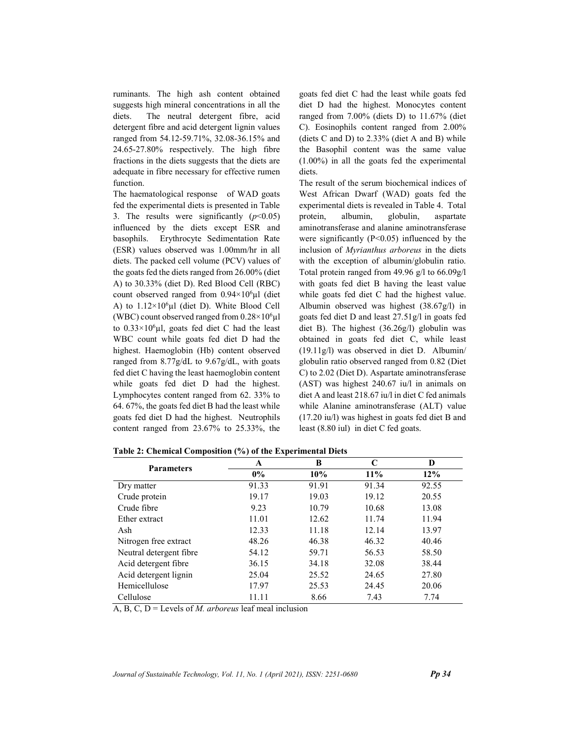ruminants. The high ash content obtained suggests high mineral concentrations in all the diets. The neutral detergent fibre, acid detergent fibre and acid detergent lignin values ranged from 54.12-59.71%, 32.08-36.15% and 24.65-27.80% respectively. The high fibre fractions in the diets suggests that the diets are adequate in fibre necessary for effective rumen function.

The haematological response of WAD goats fed the experimental diets is presented in Table 3. The results were significantly ($p$<0.05) influenced by the diets except ESR and basophils. Erythrocyte Sedimentation Rate (ESR) values observed was 1.00mm/hr in all diets. The packed cell volume (PCV) values of the goats fed the diets ranged from 26.00% (diet A) to 30.33% (diet D). Red Blood Cell (RBC) count observed ranged from $0.94\times10^6$μl (diet A) to $1.12\times10^6$μl (diet D). White Blood Cell (WBC) count observed ranged from $0.28\times10^6$μl to $0.33\times10^6$μl, goats fed diet C had the least WBC count while goats fed diet D had the highest. Haemoglobin (Hb) content observed ranged from 8.77g/dL to 9.67g/dL, with goats fed diet C having the least haemoglobin content while goats fed diet D had the highest. Lymphocytes content ranged from 62. 33% to 64. 67%, the goats fed diet B had the least while goats fed diet D had the highest. Neutrophils content ranged from 23.67% to 25.33%, the goats fed diet C had the least while goats fed diet D had the highest. Monocytes content ranged from 7.00% (diets D) to 11.67% (diet C). Eosinophils content ranged from 2.00% (diets C and D) to 2.33% (diet A and B) while the Basophil content was the same value (1.00%) in all the goats fed the experimental diets.

The result of the serum biochemical indices of West African Dwarf (WAD) goats fed the experimental diets is revealed in Table 4. Total protein, albumin, globulin, aspartate aminotransferase and alanine aminotransferase were significantly (P<0.05) influenced by the inclusion of *Myrianthus arboreus* in the diets with the exception of albumin/globulin ratio. Total protein ranged from 49.96 g/l to 66.09g/l with goats fed diet B having the least value while goats fed diet C had the highest value. Albumin observed was highest (38.67g/l) in goats fed diet D and least 27.51g/l in goats fed diet B). The highest (36.26g/l) globulin was obtained in goats fed diet C, while least (19.11g/l) was observed in diet D. Albumin/ globulin ratio observed ranged from 0.82 (Diet C) to 2.02 (Diet D). Aspartate aminotransferase (AST) was highest 240.67 iu/l in animals on diet A and least 218.67 iu/l in diet C fed animals while Alanine aminotransferase (ALT) value (17.20 iu/l) was highest in goats fed diet B and least (8.80 iul) in diet C fed goats.

**Table 2: Chemical Composition (%) of the Experimental Diets**

| Parameters | A | B | C | D |
|---|---|---|---|---|
| | 0% | 10% | 11% | 12% |
| Dry matter | 91.33 | 91.91 | 91.34 | 92.55 |
| Crude protein | 19.17 | 19.03 | 19.12 | 20.55 |
| Crude fibre | 9.23 | 10.79 | 10.68 | 13.08 |
| Ether extract | 11.01 | 12.62 | 11.74 | 11.94 |
| Ash | 12.33 | 11.18 | 12.14 | 13.97 |
| Nitrogen free extract | 48.26 | 46.38 | 46.32 | 40.46 |
| Neutral detergent fibre | 54.12 | 59.71 | 56.53 | 58.50 |
| Acid detergent fibre | 36.15 | 34.18 | 32.08 | 38.44 |
| Acid detergent lignin | 25.04 | 25.52 | 24.65 | 27.80 |
| Hemicellulose | 17.97 | 25.53 | 24.45 | 20.06 |
| Cellulose | 11.11 | 8.66 | 7.43 | 7.74 |

A, B, C, D = Levels of *M. arboreus* leaf meal inclusion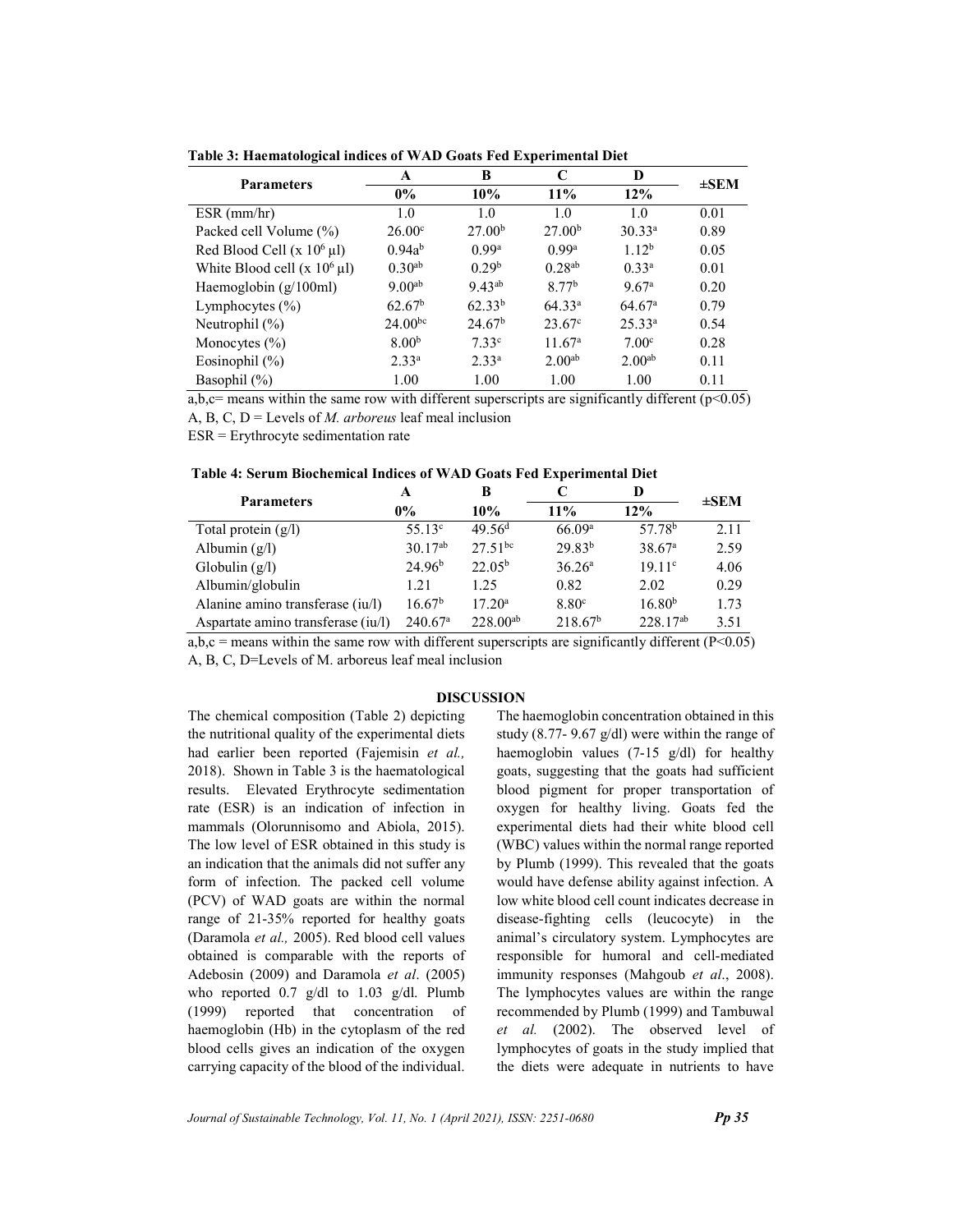**Table 3: Haematological indices of WAD Goats Fed Experimental Diet**

| Parameters | A | B | C | D | ±SEM |
|---|---|---|---|---|---|
| | 0% | 10% | 11% | 12% | |
| ESR (mm/hr) | 1.0 | 1.0 | 1.0 | 1.0 | 0.01 |
| Packed cell Volume (%) | 26.00[c] | 27.00[b] | 27.00[b] | 30.33[a] | 0.89 |
| Red Blood Cell (x $10^6$ µl) | 0.94a[b] | 0.99[a] | 0.99[a] | 1.12[b] | 0.05 |
| White Blood cell (x $10^6$ µl) | 0.30[ab] | 0.29[b] | 0.28[ab] | 0.33[a] | 0.01 |
| Haemoglobin (g/100ml) | 9.00[ab] | 9.43[ab] | 8.77[b] | 9.67[a] | 0.20 |
| Lymphocytes (%) | 62.67[b] | 62.33[b] | 64.33[a] | 64.67[a] | 0.79 |
| Neutrophil (%) | 24.00[bc] | 24.67[b] | 23.67[c] | 25.33[a] | 0.54 |
| Monocytes (%) | 8.00[b] | 7.33[c] | 11.67[a] | 7.00[c] | 0.28 |
| Eosinophil (%) | 2.33[a] | 2.33[a] | 2.00[ab] | 2.00[ab] | 0.11 |
| Basophil (%) | 1.00 | 1.00 | 1.00 | 1.00 | 0.11 |

a,b,c= means within the same row with different superscripts are significantly different ($p<0.05$)

A, B, C, D = Levels of *M. arboreus* leaf meal inclusion

ESR = Erythrocyte sedimentation rate

**Table 4: Serum Biochemical Indices of WAD Goats Fed Experimental Diet**

| Parameters | A | B | C | D | ±SEM |
|---|---|---|---|---|---|
| | 0% | 10% | 11% | 12% | |
| Total protein (g/l) | 55.13[c] | 49.56[d] | 66.09[a] | 57.78[b] | 2.11 |
| Albumin (g/l) | 30.17[ab] | 27.51[bc] | 29.83[b] | 38.67[a] | 2.59 |
| Globulin (g/l) | 24.96[b] | 22.05[b] | 36.26[a] | 19.11[c] | 4.06 |
| Albumin/globulin | 1.21 | 1.25 | 0.82 | 2.02 | 0.29 |
| Alanine amino transferase (iu/l) | 16.67[b] | 17.20[a] | 8.80[c] | 16.80[b] | 1.73 |
| Aspartate amino transferase (iu/l) | 240.67[a] | 228.00[ab] | 218.67[b] | 228.17[ab] | 3.51 |

a,b,c = means within the same row with different superscripts are significantly different ($P<0.05$)

A, B, C, D=Levels of M. arboreus leaf meal inclusion

## DISCUSSION

The chemical composition (Table 2) depicting the nutritional quality of the experimental diets had earlier been reported (Fajemisin *et al.,* 2018). Shown in Table 3 is the haematological results. Elevated Erythrocyte sedimentation rate (ESR) is an indication of infection in mammals (Olorunnisomo and Abiola, 2015). The low level of ESR obtained in this study is an indication that the animals did not suffer any form of infection. The packed cell volume (PCV) of WAD goats are within the normal range of 21-35% reported for healthy goats (Daramola *et al.,* 2005). Red blood cell values obtained is comparable with the reports of Adebosin (2009) and Daramola *et al*. (2005) who reported 0.7 g/dl to 1.03 g/dl. Plumb (1999) reported that concentration of haemoglobin (Hb) in the cytoplasm of the red blood cells gives an indication of the oxygen carrying capacity of the blood of the individual. The haemoglobin concentration obtained in this study (8.77- 9.67 g/dl) were within the range of haemoglobin values (7-15 g/dl) for healthy goats, suggesting that the goats had sufficient blood pigment for proper transportation of oxygen for healthy living. Goats fed the experimental diets had their white blood cell (WBC) values within the normal range reported by Plumb (1999). This revealed that the goats would have defense ability against infection. A low white blood cell count indicates decrease in disease-fighting cells (leucocyte) in the animal's circulatory system. Lymphocytes are responsible for humoral and cell-mediated immunity responses (Mahgoub *et al*., 2008). The lymphocytes values are within the range recommended by Plumb (1999) and Tambuwal *et al.* (2002). The observed level of lymphocytes of goats in the study implied that the diets were adequate in nutrients to have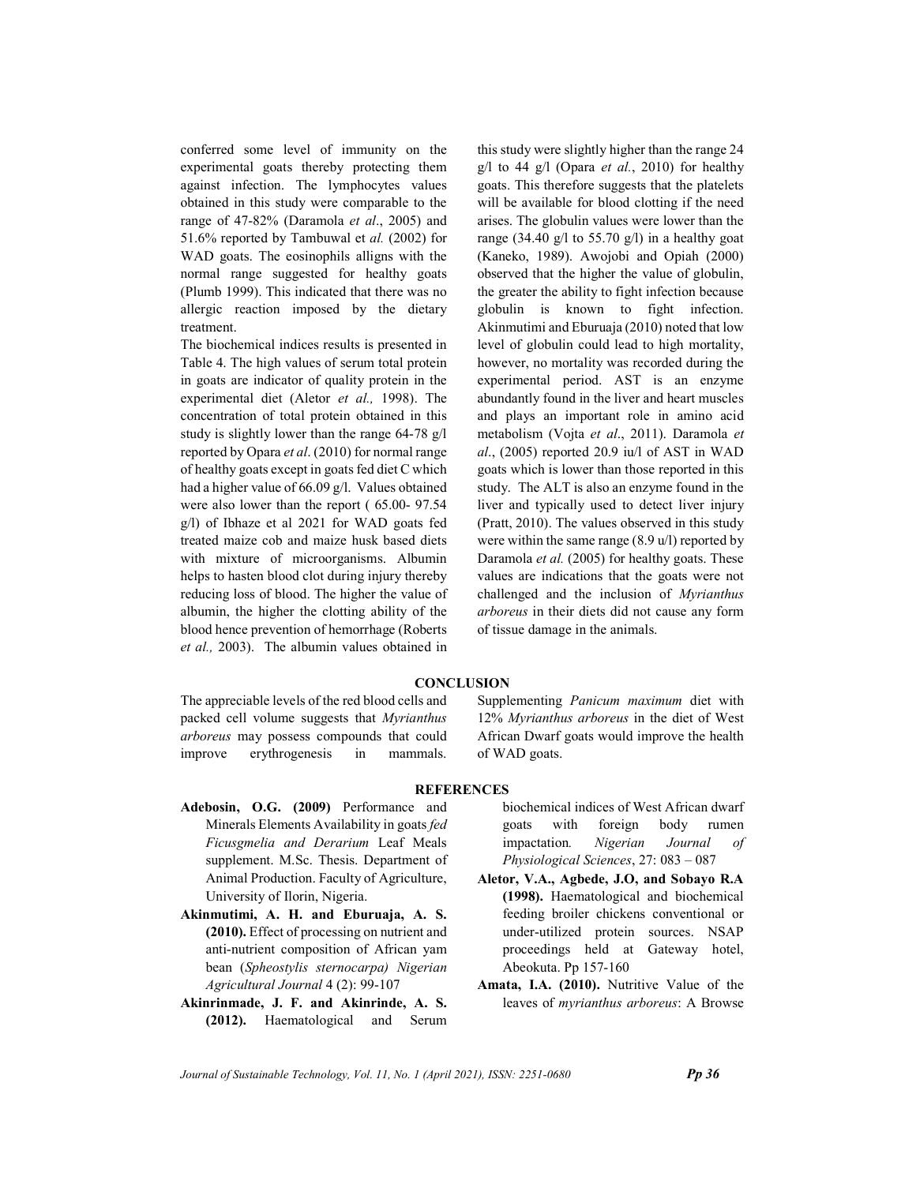conferred some level of immunity on the experimental goats thereby protecting them against infection. The lymphocytes values obtained in this study were comparable to the range of 47-82% (Daramola *et al*., 2005) and 51.6% reported by Tambuwal et *al.* (2002) for WAD goats. The eosinophils alligns with the normal range suggested for healthy goats (Plumb 1999). This indicated that there was no allergic reaction imposed by the dietary treatment.

The biochemical indices results is presented in Table 4. The high values of serum total protein in goats are indicator of quality protein in the experimental diet (Aletor *et al.,* 1998). The concentration of total protein obtained in this study is slightly lower than the range 64-78 g/l reported by Opara *et al*. (2010) for normal range of healthy goats except in goats fed diet C which had a higher value of 66.09 g/l. Values obtained were also lower than the report ( 65.00- 97.54 g/l) of Ibhaze et al 2021 for WAD goats fed treated maize cob and maize husk based diets with mixture of microorganisms. Albumin helps to hasten blood clot during injury thereby reducing loss of blood. The higher the value of albumin, the higher the clotting ability of the blood hence prevention of hemorrhage (Roberts *et al.,* 2003). The albumin values obtained in this study were slightly higher than the range 24 g/l to 44 g/l (Opara *et al.*, 2010) for healthy goats. This therefore suggests that the platelets will be available for blood clotting if the need arises. The globulin values were lower than the range (34.40 g/l to 55.70 g/l) in a healthy goat (Kaneko, 1989). Awojobi and Opiah (2000) observed that the higher the value of globulin, the greater the ability to fight infection because globulin is known to fight infection. Akinmutimi and Eburuaja (2010) noted that low level of globulin could lead to high mortality, however, no mortality was recorded during the experimental period. AST is an enzyme abundantly found in the liver and heart muscles and plays an important role in amino acid metabolism (Vojta *et al*., 2011). Daramola *et al*., (2005) reported 20.9 iu/l of AST in WAD goats which is lower than those reported in this study. The ALT is also an enzyme found in the liver and typically used to detect liver injury (Pratt, 2010). The values observed in this study were within the same range (8.9 u/l) reported by Daramola *et al.* (2005) for healthy goats. These values are indications that the goats were not challenged and the inclusion of *Myrianthus arboreus* in their diets did not cause any form of tissue damage in the animals.

## CONCLUSION

The appreciable levels of the red blood cells and packed cell volume suggests that *Myrianthus arboreus* may possess compounds that could improve erythrogenesis in mammals. Supplementing *Panicum maximum* diet with 12% *Myrianthus arboreus* in the diet of West African Dwarf goats would improve the health of WAD goats.

## REFERENCES

**Adebosin, O.G. (2009)** Performance and Minerals Elements Availability in goats *fed Ficusgmelia and Derarium* Leaf Meals supplement. M.Sc. Thesis. Department of Animal Production. Faculty of Agriculture, University of Ilorin, Nigeria.

**Akinmutimi, A. H. and Eburuaja, A. S. (2010).** Effect of processing on nutrient and anti-nutrient composition of African yam bean (*Spheostylis sternocarpa) Nigerian Agricultural Journal* 4 (2): 99-107

**Akinrinmade, J. F. and Akinrinde, A. S. (2012).** Haematological and Serum biochemical indices of West African dwarf goats with foreign body rumen impactation*. Nigerian Journal of Physiological Sciences*, 27: 083 – 087

**Aletor, V.A., Agbede, J.O, and Sobayo R.A (1998).** Haematological and biochemical feeding broiler chickens conventional or under-utilized protein sources. NSAP proceedings held at Gateway hotel, Abeokuta. Pp 157-160

**Amata, I.A. (2010).** Nutritive Value of the leaves of *myrianthus arboreus*: A Browse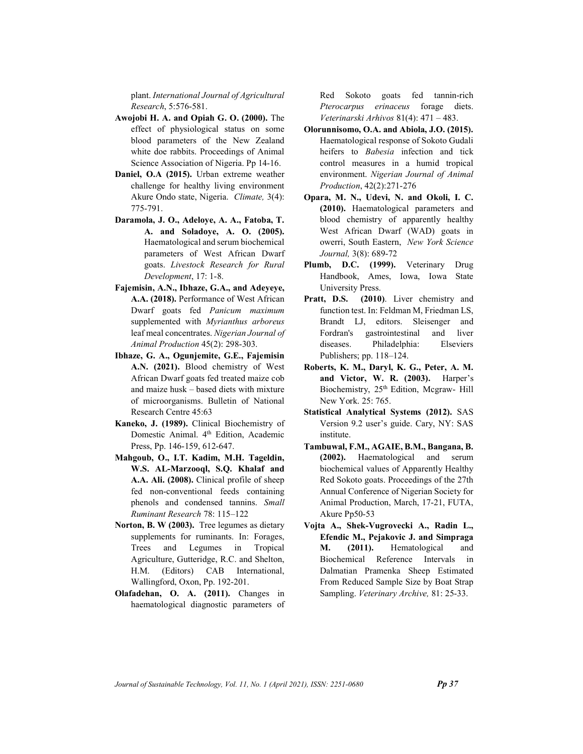plant. *International Journal of Agricultural Research*, 5:576-581.

**Awojobi H. A. and Opiah G. O. (2000).** The effect of physiological status on some blood parameters of the New Zealand white doe rabbits. Proceedings of Animal Science Association of Nigeria. Pp 14-16.

**Daniel, O.A (2015).** Urban extreme weather challenge for healthy living environment Akure Ondo state, Nigeria. *Climate,* 3(4): 775-791.

**Daramola, J. O., Adeloye, A. A., Fatoba, T. A. and Soladoye, A. O. (2005).** Haematological and serum biochemical parameters of West African Dwarf goats. *Livestock Research for Rural Development*, 17: 1-8.

**Fajemisin, A.N., Ibhaze, G.A., and Adeyeye, A.A. (2018).** Performance of West African Dwarf goats fed *Panicum maximum* supplemented with *Myrianthus arboreus* leaf meal concentrates. *Nigerian Journal of Animal Production* 45(2): 298-303.

**Ibhaze, G. A., Ogunjemite, G.E., Fajemisin A.N. (2021).** Blood chemistry of West African Dwarf goats fed treated maize cob and maize husk – based diets with mixture of microorganisms. Bulletin of National Research Centre 45:63

**Kaneko, J. (1989).** Clinical Biochemistry of Domestic Animal. 4th Edition, Academic Press, Pp. 146-159, 612-647.

**Mahgoub, O., I.T. Kadim, M.H. Tageldin, W.S. AL-Marzooql, S.Q. Khalaf and A.A. Ali. (2008).** Clinical profile of sheep fed non-conventional feeds containing phenols and condensed tannins. *Small Ruminant Research* 78: 115–122

**Norton, B. W (2003).** Tree legumes as dietary supplements for ruminants. In: Forages, Trees and Legumes in Tropical Agriculture, Gutteridge, R.C. and Shelton, H.M. (Editors) CAB International, Wallingford, Oxon, Pp. 192-201.

**Olafadehan, O. A. (2011).** Changes in haematological diagnostic parameters of Red Sokoto goats fed tannin-rich *Pterocarpus erinaceus* forage diets. *Veterinarski Arhivos* 81(4): 471 – 483.

**Olorunnisomo, O.A. and Abiola, J.O. (2015).** Haematological response of Sokoto Gudali heifers to *Babesia* infection and tick control measures in a humid tropical environment. *Nigerian Journal of Animal Production*, 42(2):271-276

**Opara, M. N., Udevi, N. and Okoli, I. C. (2010).** Haematological parameters and blood chemistry of apparently healthy West African Dwarf (WAD) goats in owerri, South Eastern, *New York Science Journal,* 3(8): 689-72

**Plumb, D.C. (1999).** Veterinary Drug Handbook, Ames, Iowa, Iowa State University Press.

**Pratt, D.S. (2010)**. Liver chemistry and function test. In: Feldman M, Friedman LS, Brandt LJ, editors. Sleisenger and Fordran's gastrointestinal and liver diseases. Philadelphia: Elseviers Publishers; pp. 118–124.

**Roberts, K. M., Daryl, K. G., Peter, A. M. and Victor, W. R. (2003).** Harper's Biochemistry, 25th Edition, Mcgraw- Hill New York. 25: 765.

**Statistical Analytical Systems (2012).** SAS Version 9.2 user's guide. Cary, NY: SAS institute.

**Tambuwal, F.M., AGAIE, B.M., Bangana, B. (2002).** Haematological and serum biochemical values of Apparently Healthy Red Sokoto goats. Proceedings of the 27th Annual Conference of Nigerian Society for Animal Production, March, 17-21, FUTA, Akure Pp50-53

**Vojta A., Shek-Vugrovecki A., Radin L., Efendic M., Pejakovic J. and Simpraga M. (2011).** Hematological and Biochemical Reference Intervals in Dalmatian Pramenka Sheep Estimated From Reduced Sample Size by Boat Strap Sampling. *Veterinary Archive,* 81: 25-33.